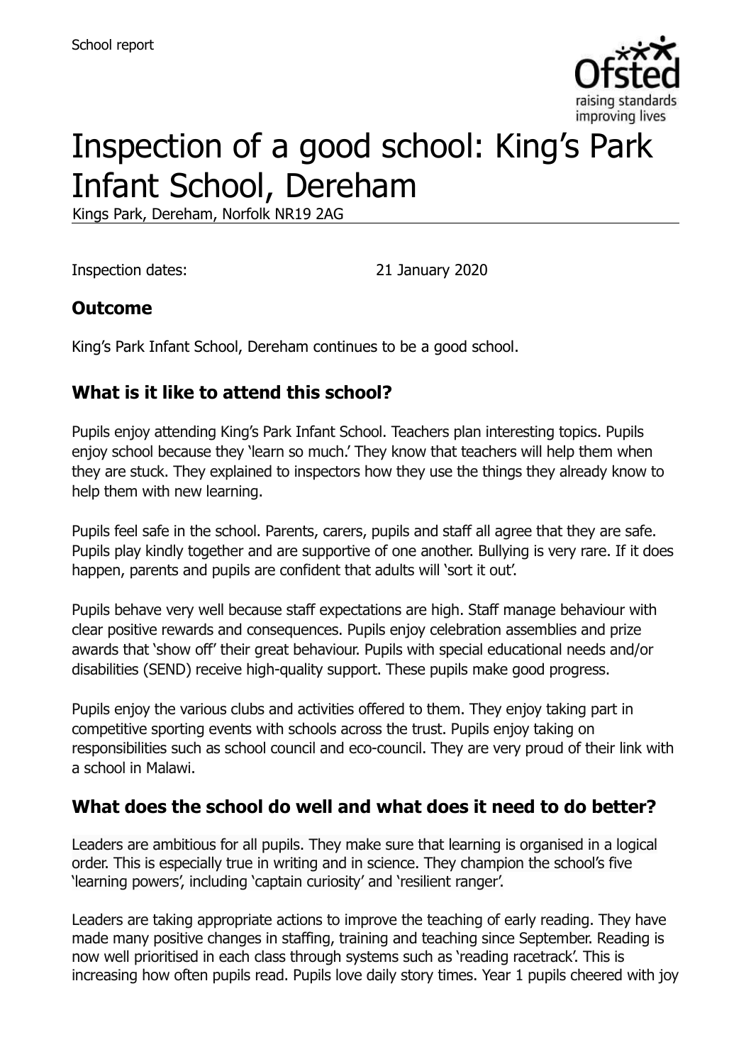School report

# Inspection of a good school: King's Park Infant School, Dereham

Kings Park, Dereham, Norfolk NR19 2AG

Inspection dates: 21 January 2020

## Outcome

King's Park Infant School, Dereham continues to be a good school.

## What is it like to attend this school?

Pupils enjoy attending King's Park Infant School. Teachers plan interesting topics. Pupils enjoy school because they 'learn so much.' They know that teachers will help them when they are stuck. They explained to inspectors how they use the things they already know to help them with new learning.

Pupils feel safe in the school. Parents, carers, pupils and staff all agree that they are safe. Pupils play kindly together and are supportive of one another. Bullying is very rare. If it does happen, parents and pupils are confident that adults will 'sort it out'.

Pupils behave very well because staff expectations are high. Staff manage behaviour with clear positive rewards and consequences. Pupils enjoy celebration assemblies and prize awards that 'show off' their great behaviour. Pupils with special educational needs and/or disabilities (SEND) receive high-quality support. These pupils make good progress.

Pupils enjoy the various clubs and activities offered to them. They enjoy taking part in competitive sporting events with schools across the trust. Pupils enjoy taking on responsibilities such as school council and eco-council. They are very proud of their link with a school in Malawi.

## What does the school do well and what does it need to do better?

Leaders are ambitious for all pupils. They make sure that learning is organised in a logical order. This is especially true in writing and in science. They champion the school's five 'learning powers', including 'captain curiosity' and 'resilient ranger'.

Leaders are taking appropriate actions to improve the teaching of early reading. They have made many positive changes in staffing, training and teaching since September. Reading is now well prioritised in each class through systems such as 'reading racetrack'. This is increasing how often pupils read. Pupils love daily story times. Year 1 pupils cheered with joy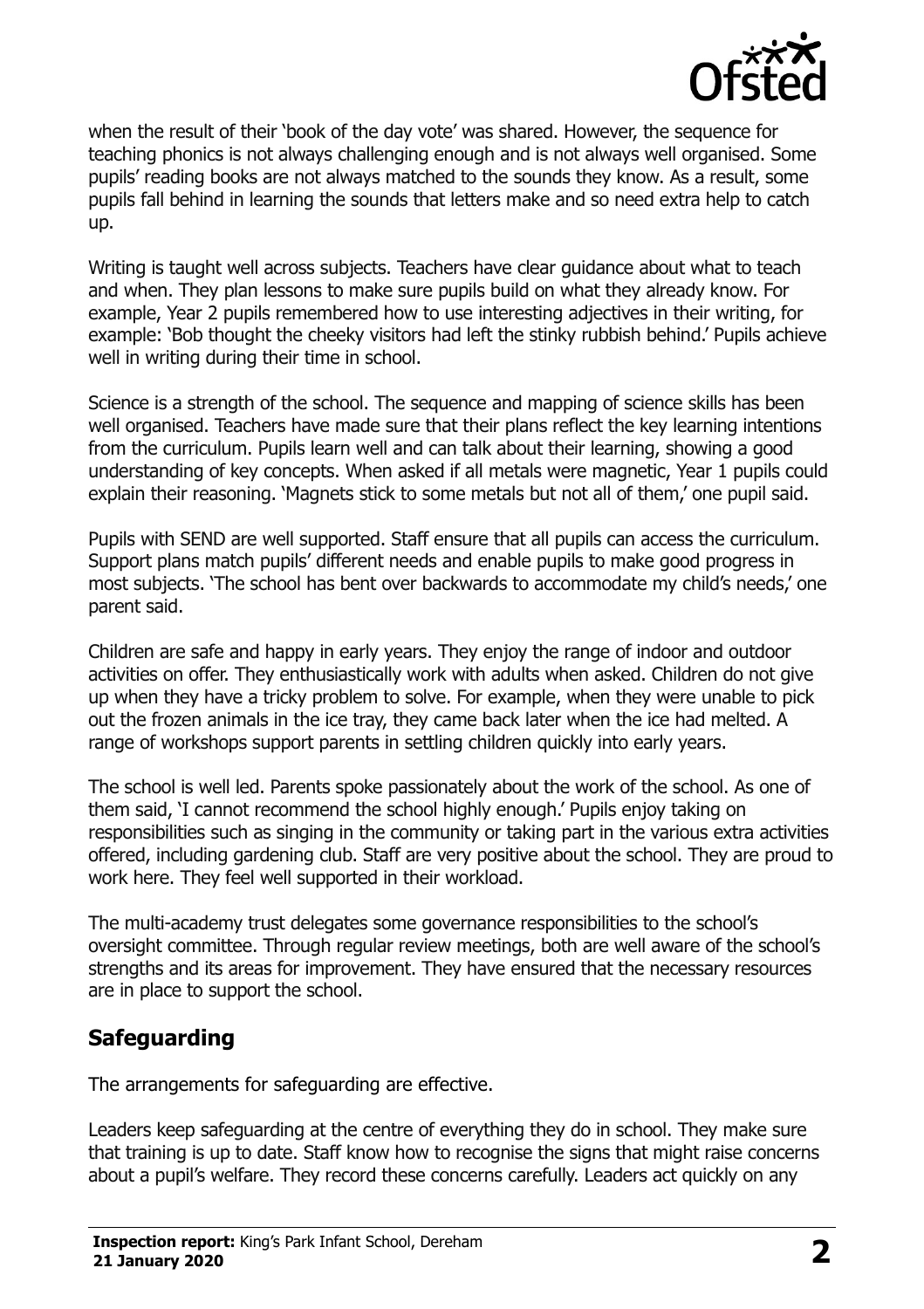when the result of their 'book of the day vote' was shared. However, the sequence for teaching phonics is not always challenging enough and is not always well organised. Some pupils' reading books are not always matched to the sounds they know. As a result, some pupils fall behind in learning the sounds that letters make and so need extra help to catch up.

Writing is taught well across subjects. Teachers have clear guidance about what to teach and when. They plan lessons to make sure pupils build on what they already know. For example, Year 2 pupils remembered how to use interesting adjectives in their writing, for example: 'Bob thought the cheeky visitors had left the stinky rubbish behind.' Pupils achieve well in writing during their time in school.

Science is a strength of the school. The sequence and mapping of science skills has been well organised. Teachers have made sure that their plans reflect the key learning intentions from the curriculum. Pupils learn well and can talk about their learning, showing a good understanding of key concepts. When asked if all metals were magnetic, Year 1 pupils could explain their reasoning. 'Magnets stick to some metals but not all of them,' one pupil said.

Pupils with SEND are well supported. Staff ensure that all pupils can access the curriculum. Support plans match pupils' different needs and enable pupils to make good progress in most subjects. 'The school has bent over backwards to accommodate my child's needs,' one parent said.

Children are safe and happy in early years. They enjoy the range of indoor and outdoor activities on offer. They enthusiastically work with adults when asked. Children do not give up when they have a tricky problem to solve. For example, when they were unable to pick out the frozen animals in the ice tray, they came back later when the ice had melted. A range of workshops support parents in settling children quickly into early years.

The school is well led. Parents spoke passionately about the work of the school. As one of them said, 'I cannot recommend the school highly enough.' Pupils enjoy taking on responsibilities such as singing in the community or taking part in the various extra activities offered, including gardening club. Staff are very positive about the school. They are proud to work here. They feel well supported in their workload.

The multi-academy trust delegates some governance responsibilities to the school's oversight committee. Through regular review meetings, both are well aware of the school's strengths and its areas for improvement. They have ensured that the necessary resources are in place to support the school.

## Safeguarding

The arrangements for safeguarding are effective.

Leaders keep safeguarding at the centre of everything they do in school. They make sure that training is up to date. Staff know how to recognise the signs that might raise concerns about a pupil's welfare. They record these concerns carefully. Leaders act quickly on any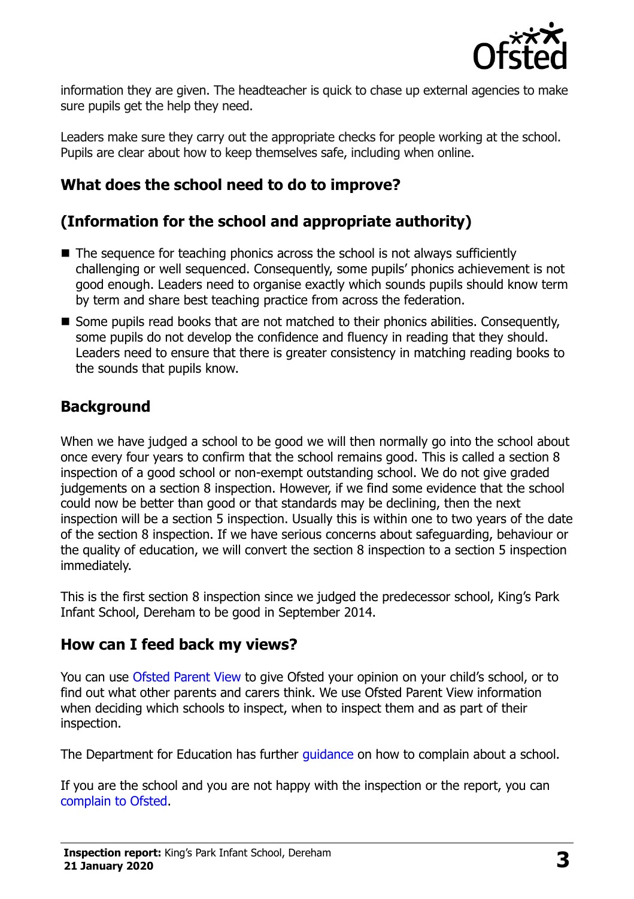information they are given. The headteacher is quick to chase up external agencies to make sure pupils get the help they need.

Leaders make sure they carry out the appropriate checks for people working at the school. Pupils are clear about how to keep themselves safe, including when online.

## What does the school need to do to improve?

## (Information for the school and appropriate authority)

- The sequence for teaching phonics across the school is not always sufficiently challenging or well sequenced. Consequently, some pupils' phonics achievement is not good enough. Leaders need to organise exactly which sounds pupils should know term by term and share best teaching practice from across the federation.
- Some pupils read books that are not matched to their phonics abilities. Consequently, some pupils do not develop the confidence and fluency in reading that they should. Leaders need to ensure that there is greater consistency in matching reading books to the sounds that pupils know.

## Background

When we have judged a school to be good we will then normally go into the school about once every four years to confirm that the school remains good. This is called a section 8 inspection of a good school or non-exempt outstanding school. We do not give graded judgements on a section 8 inspection. However, if we find some evidence that the school could now be better than good or that standards may be declining, then the next inspection will be a section 5 inspection. Usually this is within one to two years of the date of the section 8 inspection. If we have serious concerns about safeguarding, behaviour or the quality of education, we will convert the section 8 inspection to a section 5 inspection immediately.

This is the first section 8 inspection since we judged the predecessor school, King's Park Infant School, Dereham to be good in September 2014.

## How can I feed back my views?

You can use Ofsted Parent View to give Ofsted your opinion on your child's school, or to find out what other parents and carers think. We use Ofsted Parent View information when deciding which schools to inspect, when to inspect them and as part of their inspection.

The Department for Education has further guidance on how to complain about a school.

If you are the school and you are not happy with the inspection or the report, you can complain to Ofsted.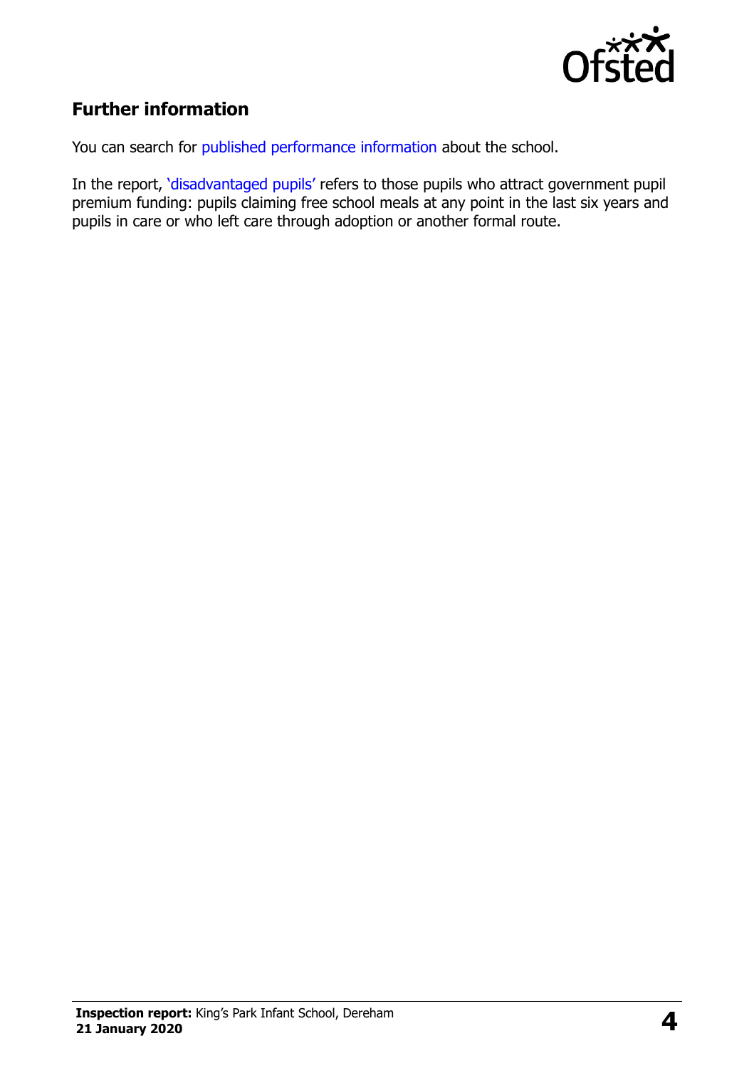## Further information

You can search for published performance information about the school.

In the report, 'disadvantaged pupils' refers to those pupils who attract government pupil premium funding: pupils claiming free school meals at any point in the last six years and pupils in care or who left care through adoption or another formal route.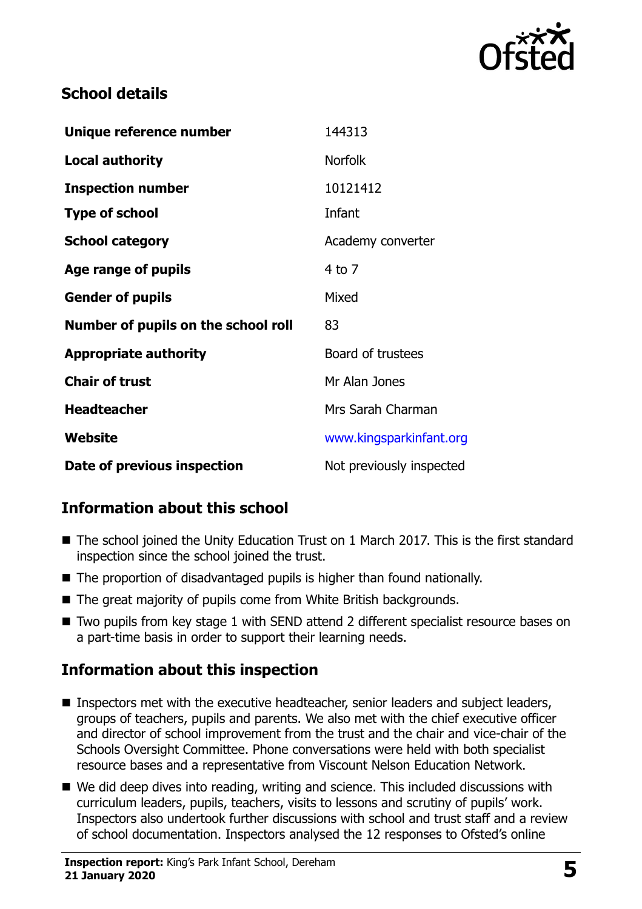## School details

| | |
|---|---|
| **Unique reference number** | 144313 |
| **Local authority** | Norfolk |
| **Inspection number** | 10121412 |
| **Type of school** | Infant |
| **School category** | Academy converter |
| **Age range of pupils** | 4 to 7 |
| **Gender of pupils** | Mixed |
| **Number of pupils on the school roll** | 83 |
| **Appropriate authority** | Board of trustees |
| **Chair of trust** | Mr Alan Jones |
| **Headteacher** | Mrs Sarah Charman |
| **Website** | www.kingsparkinfant.org |
| **Date of previous inspection** | Not previously inspected |

## Information about this school

- The school joined the Unity Education Trust on 1 March 2017. This is the first standard inspection since the school joined the trust.
- The proportion of disadvantaged pupils is higher than found nationally.
- The great majority of pupils come from White British backgrounds.
- Two pupils from key stage 1 with SEND attend 2 different specialist resource bases on a part-time basis in order to support their learning needs.

## Information about this inspection

- Inspectors met with the executive headteacher, senior leaders and subject leaders, groups of teachers, pupils and parents. We also met with the chief executive officer and director of school improvement from the trust and the chair and vice-chair of the Schools Oversight Committee. Phone conversations were held with both specialist resource bases and a representative from Viscount Nelson Education Network.
- We did deep dives into reading, writing and science. This included discussions with curriculum leaders, pupils, teachers, visits to lessons and scrutiny of pupils' work. Inspectors also undertook further discussions with school and trust staff and a review of school documentation. Inspectors analysed the 12 responses to Ofsted's online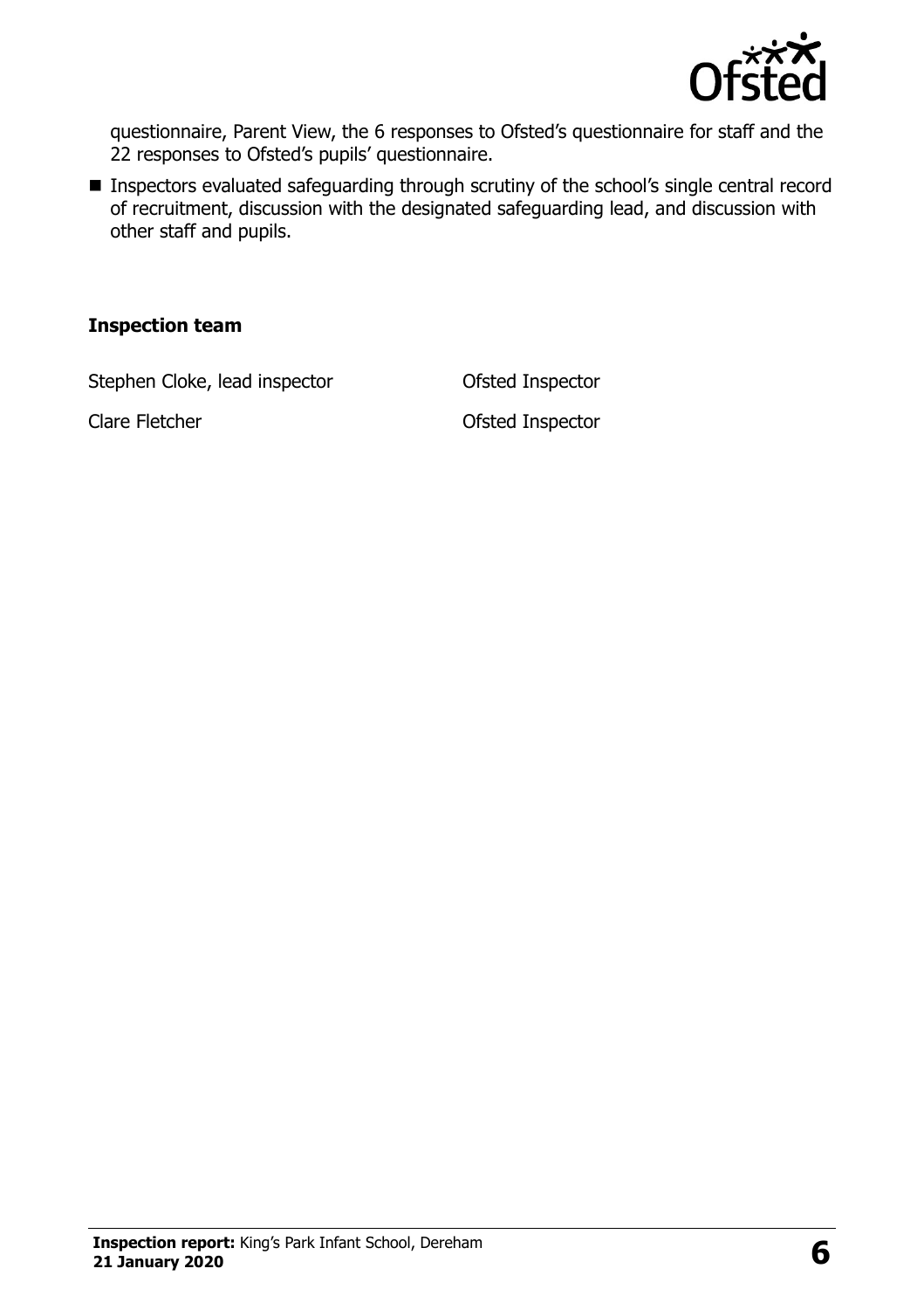questionnaire, Parent View, the 6 responses to Ofsted's questionnaire for staff and the 22 responses to Ofsted's pupils' questionnaire.

- Inspectors evaluated safeguarding through scrutiny of the school's single central record of recruitment, discussion with the designated safeguarding lead, and discussion with other staff and pupils.

### Inspection team

| | |
|---|---|
| Stephen Cloke, lead inspector | Ofsted Inspector |
| Clare Fletcher | Ofsted Inspector |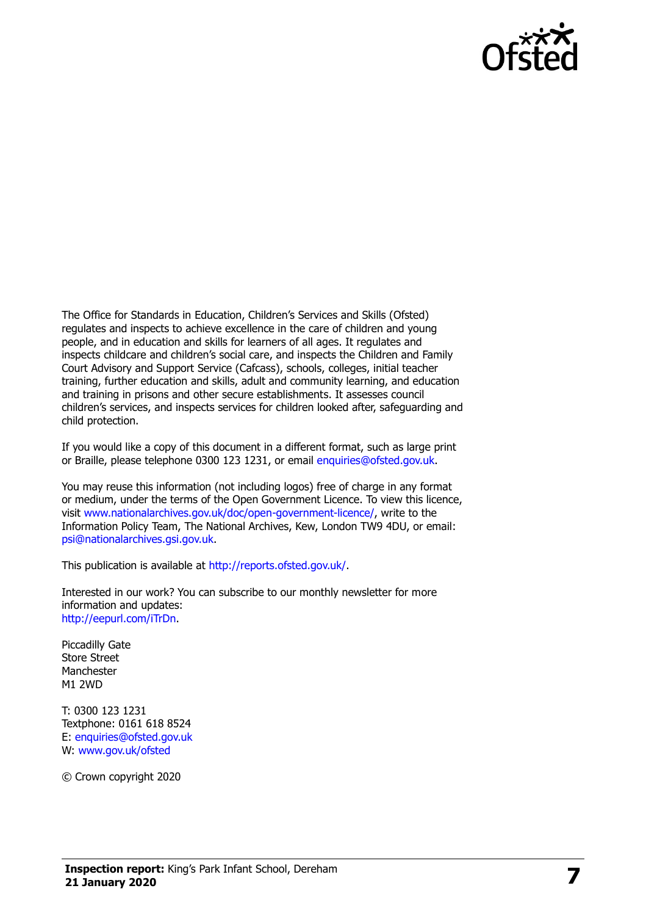The Office for Standards in Education, Children's Services and Skills (Ofsted) regulates and inspects to achieve excellence in the care of children and young people, and in education and skills for learners of all ages. It regulates and inspects childcare and children's social care, and inspects the Children and Family Court Advisory and Support Service (Cafcass), schools, colleges, initial teacher training, further education and skills, adult and community learning, and education and training in prisons and other secure establishments. It assesses council children's services, and inspects services for children looked after, safeguarding and child protection.

If you would like a copy of this document in a different format, such as large print or Braille, please telephone 0300 123 1231, or email enquiries@ofsted.gov.uk.

You may reuse this information (not including logos) free of charge in any format or medium, under the terms of the Open Government Licence. To view this licence, visit www.nationalarchives.gov.uk/doc/open-government-licence/, write to the Information Policy Team, The National Archives, Kew, London TW9 4DU, or email: psi@nationalarchives.gsi.gov.uk.

This publication is available at http://reports.ofsted.gov.uk/.

Interested in our work? You can subscribe to our monthly newsletter for more information and updates:
http://eepurl.com/iTrDn.

Piccadilly Gate
Store Street
Manchester
M1 2WD

T: 0300 123 1231
Textphone: 0161 618 8524
E: enquiries@ofsted.gov.uk
W: www.gov.uk/ofsted

© Crown copyright 2020